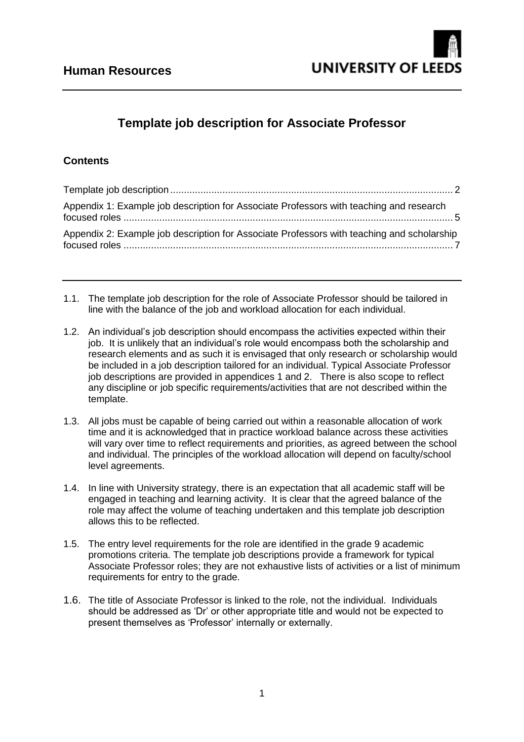**Human Resources**

**UNIVERSITY OF LEEDS**

# Template job description for Associate Professor

## Contents

Template job description ........................................................................................................ 2

Appendix 1: Example job description for Associate Professors with teaching and research focused roles ........................................................................................................................ 5

Appendix 2: Example job description for Associate Professors with teaching and scholarship focused roles ........................................................................................................................ 7

---

1.1. The template job description for the role of Associate Professor should be tailored in line with the balance of the job and workload allocation for each individual.

1.2. An individual's job description should encompass the activities expected within their job. It is unlikely that an individual's role would encompass both the scholarship and research elements and as such it is envisaged that only research or scholarship would be included in a job description tailored for an individual. Typical Associate Professor job descriptions are provided in appendices 1 and 2. There is also scope to reflect any discipline or job specific requirements/activities that are not described within the template.

1.3. All jobs must be capable of being carried out within a reasonable allocation of work time and it is acknowledged that in practice workload balance across these activities will vary over time to reflect requirements and priorities, as agreed between the school and individual. The principles of the workload allocation will depend on faculty/school level agreements.

1.4. In line with University strategy, there is an expectation that all academic staff will be engaged in teaching and learning activity. It is clear that the agreed balance of the role may affect the volume of teaching undertaken and this template job description allows this to be reflected.

1.5. The entry level requirements for the role are identified in the grade 9 academic promotions criteria. The template job descriptions provide a framework for typical Associate Professor roles; they are not exhaustive lists of activities or a list of minimum requirements for entry to the grade.

1.6. The title of Associate Professor is linked to the role, not the individual. Individuals should be addressed as 'Dr' or other appropriate title and would not be expected to present themselves as 'Professor' internally or externally.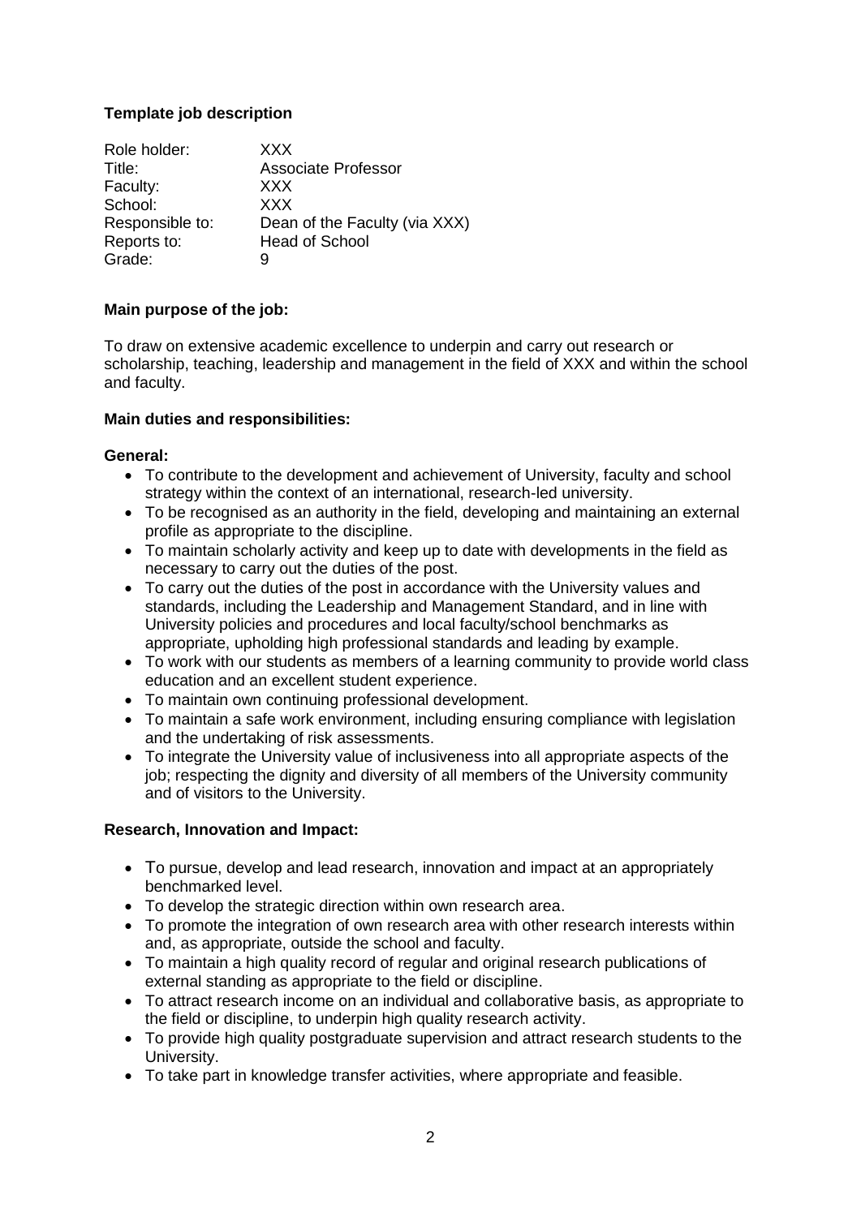**Template job description**

| | |
|---|---|
| Role holder: | XXX |
| Title: | Associate Professor |
| Faculty: | XXX |
| School: | XXX |
| Responsible to: | Dean of the Faculty (via XXX) |
| Reports to: | Head of School |
| Grade: | 9 |

**Main purpose of the job:**

To draw on extensive academic excellence to underpin and carry out research or scholarship, teaching, leadership and management in the field of XXX and within the school and faculty.

**Main duties and responsibilities:**

**General:**

- To contribute to the development and achievement of University, faculty and school strategy within the context of an international, research-led university.
- To be recognised as an authority in the field, developing and maintaining an external profile as appropriate to the discipline.
- To maintain scholarly activity and keep up to date with developments in the field as necessary to carry out the duties of the post.
- To carry out the duties of the post in accordance with the University values and standards, including the Leadership and Management Standard, and in line with University policies and procedures and local faculty/school benchmarks as appropriate, upholding high professional standards and leading by example.
- To work with our students as members of a learning community to provide world class education and an excellent student experience.
- To maintain own continuing professional development.
- To maintain a safe work environment, including ensuring compliance with legislation and the undertaking of risk assessments.
- To integrate the University value of inclusiveness into all appropriate aspects of the job; respecting the dignity and diversity of all members of the University community and of visitors to the University.

**Research, Innovation and Impact:**

- To pursue, develop and lead research, innovation and impact at an appropriately benchmarked level.
- To develop the strategic direction within own research area.
- To promote the integration of own research area with other research interests within and, as appropriate, outside the school and faculty.
- To maintain a high quality record of regular and original research publications of external standing as appropriate to the field or discipline.
- To attract research income on an individual and collaborative basis, as appropriate to the field or discipline, to underpin high quality research activity.
- To provide high quality postgraduate supervision and attract research students to the University.
- To take part in knowledge transfer activities, where appropriate and feasible.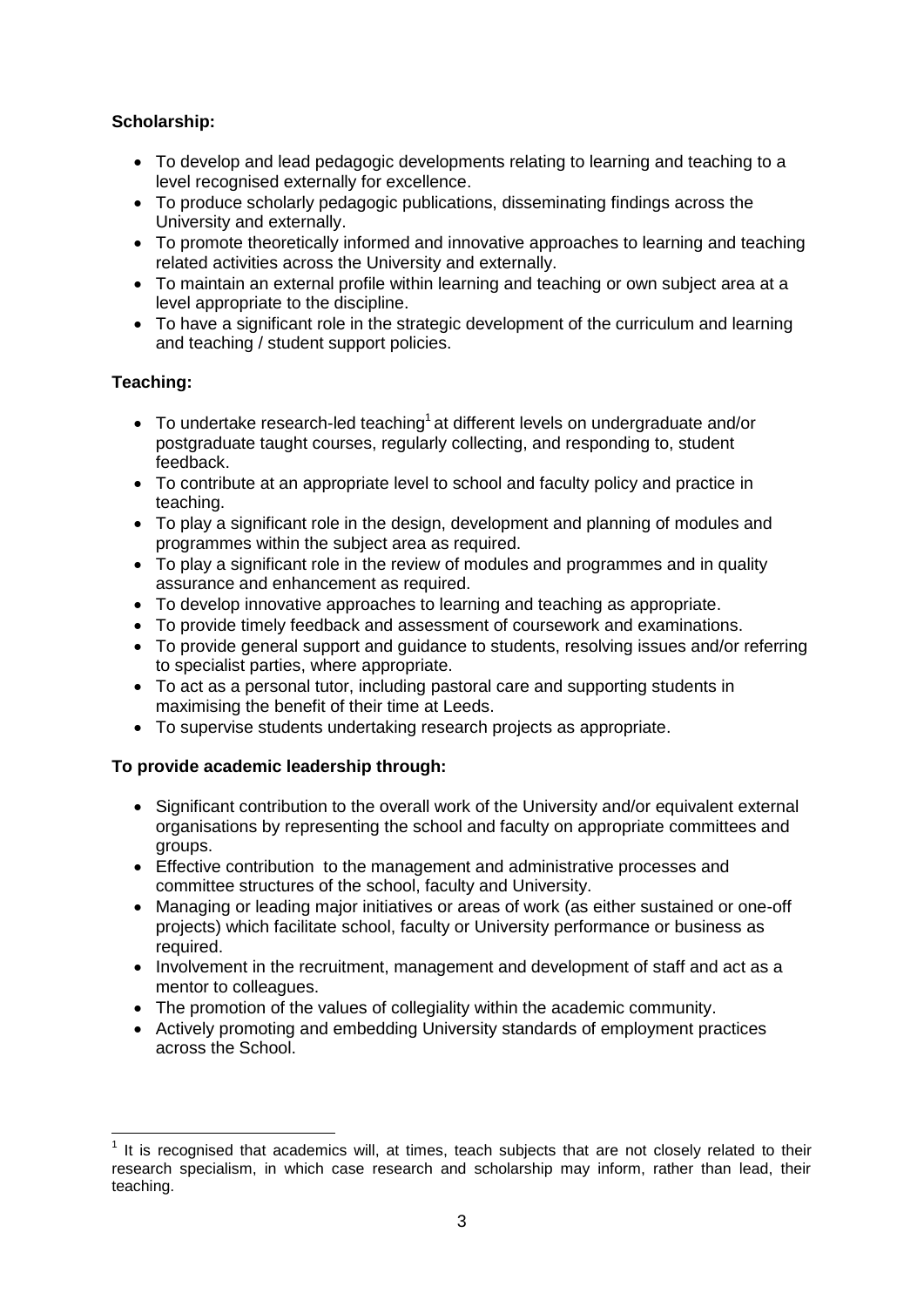**Scholarship:**

- To develop and lead pedagogic developments relating to learning and teaching to a level recognised externally for excellence.
- To produce scholarly pedagogic publications, disseminating findings across the University and externally.
- To promote theoretically informed and innovative approaches to learning and teaching related activities across the University and externally.
- To maintain an external profile within learning and teaching or own subject area at a level appropriate to the discipline.
- To have a significant role in the strategic development of the curriculum and learning and teaching / student support policies.

**Teaching:**

- To undertake research-led teaching[1] at different levels on undergraduate and/or postgraduate taught courses, regularly collecting, and responding to, student feedback.
- To contribute at an appropriate level to school and faculty policy and practice in teaching.
- To play a significant role in the design, development and planning of modules and programmes within the subject area as required.
- To play a significant role in the review of modules and programmes and in quality assurance and enhancement as required.
- To develop innovative approaches to learning and teaching as appropriate.
- To provide timely feedback and assessment of coursework and examinations.
- To provide general support and guidance to students, resolving issues and/or referring to specialist parties, where appropriate.
- To act as a personal tutor, including pastoral care and supporting students in maximising the benefit of their time at Leeds.
- To supervise students undertaking research projects as appropriate.

**To provide academic leadership through:**

- Significant contribution to the overall work of the University and/or equivalent external organisations by representing the school and faculty on appropriate committees and groups.
- Effective contribution to the management and administrative processes and committee structures of the school, faculty and University.
- Managing or leading major initiatives or areas of work (as either sustained or one-off projects) which facilitate school, faculty or University performance or business as required.
- Involvement in the recruitment, management and development of staff and act as a mentor to colleagues.
- The promotion of the values of collegiality within the academic community.
- Actively promoting and embedding University standards of employment practices across the School.

---

[1] It is recognised that academics will, at times, teach subjects that are not closely related to their research specialism, in which case research and scholarship may inform, rather than lead, their teaching.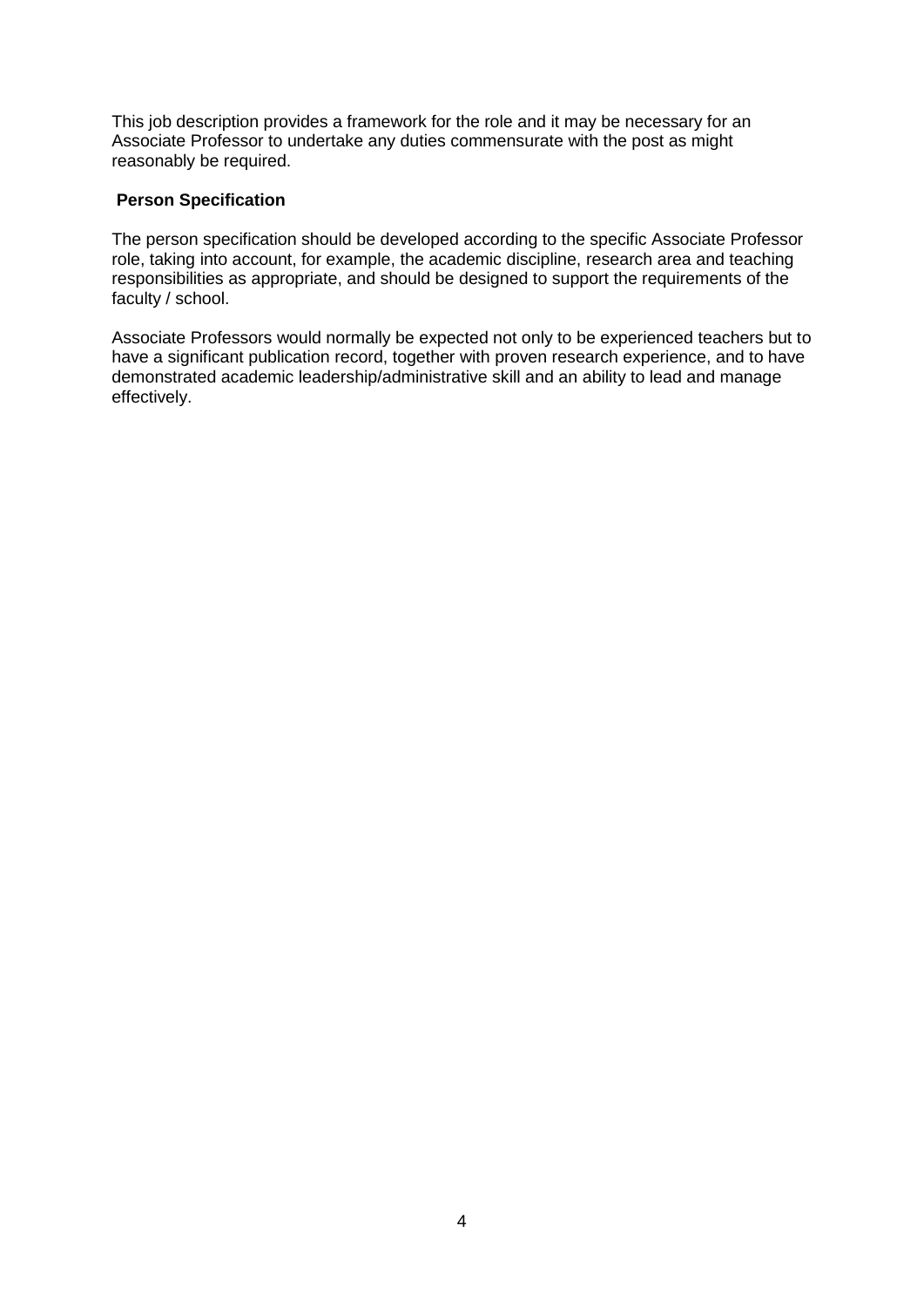This job description provides a framework for the role and it may be necessary for an Associate Professor to undertake any duties commensurate with the post as might reasonably be required.

**Person Specification**

The person specification should be developed according to the specific Associate Professor role, taking into account, for example, the academic discipline, research area and teaching responsibilities as appropriate, and should be designed to support the requirements of the faculty / school.

Associate Professors would normally be expected not only to be experienced teachers but to have a significant publication record, together with proven research experience, and to have demonstrated academic leadership/administrative skill and an ability to lead and manage effectively.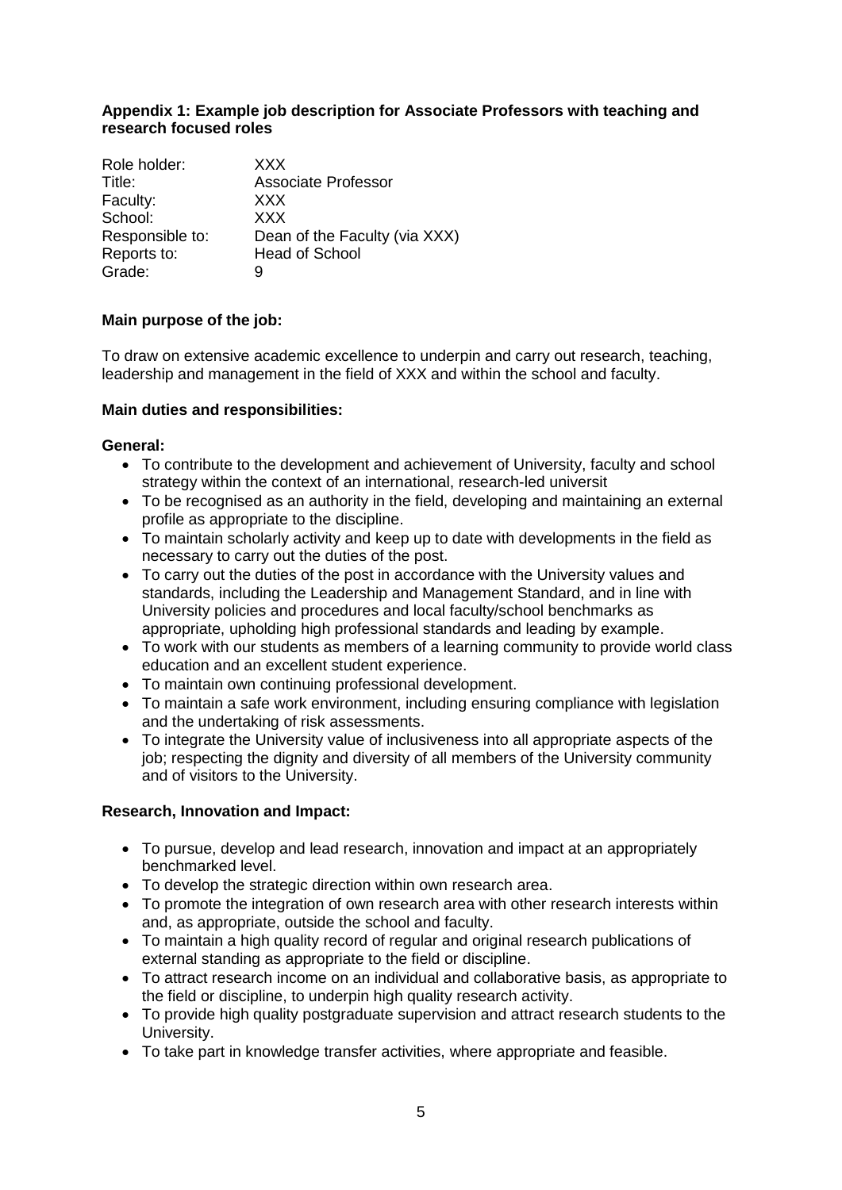**Appendix 1: Example job description for Associate Professors with teaching and research focused roles**

Role holder: XXX
Title: Associate Professor
Faculty: XXX
School: XXX
Responsible to: Dean of the Faculty (via XXX)
Reports to: Head of School
Grade: 9

**Main purpose of the job:**

To draw on extensive academic excellence to underpin and carry out research, teaching, leadership and management in the field of XXX and within the school and faculty.

**Main duties and responsibilities:**

**General:**

- To contribute to the development and achievement of University, faculty and school strategy within the context of an international, research-led universit
- To be recognised as an authority in the field, developing and maintaining an external profile as appropriate to the discipline.
- To maintain scholarly activity and keep up to date with developments in the field as necessary to carry out the duties of the post.
- To carry out the duties of the post in accordance with the University values and standards, including the Leadership and Management Standard, and in line with University policies and procedures and local faculty/school benchmarks as appropriate, upholding high professional standards and leading by example.
- To work with our students as members of a learning community to provide world class education and an excellent student experience.
- To maintain own continuing professional development.
- To maintain a safe work environment, including ensuring compliance with legislation and the undertaking of risk assessments.
- To integrate the University value of inclusiveness into all appropriate aspects of the job; respecting the dignity and diversity of all members of the University community and of visitors to the University.

**Research, Innovation and Impact:**

- To pursue, develop and lead research, innovation and impact at an appropriately benchmarked level.
- To develop the strategic direction within own research area.
- To promote the integration of own research area with other research interests within and, as appropriate, outside the school and faculty.
- To maintain a high quality record of regular and original research publications of external standing as appropriate to the field or discipline.
- To attract research income on an individual and collaborative basis, as appropriate to the field or discipline, to underpin high quality research activity.
- To provide high quality postgraduate supervision and attract research students to the University.
- To take part in knowledge transfer activities, where appropriate and feasible.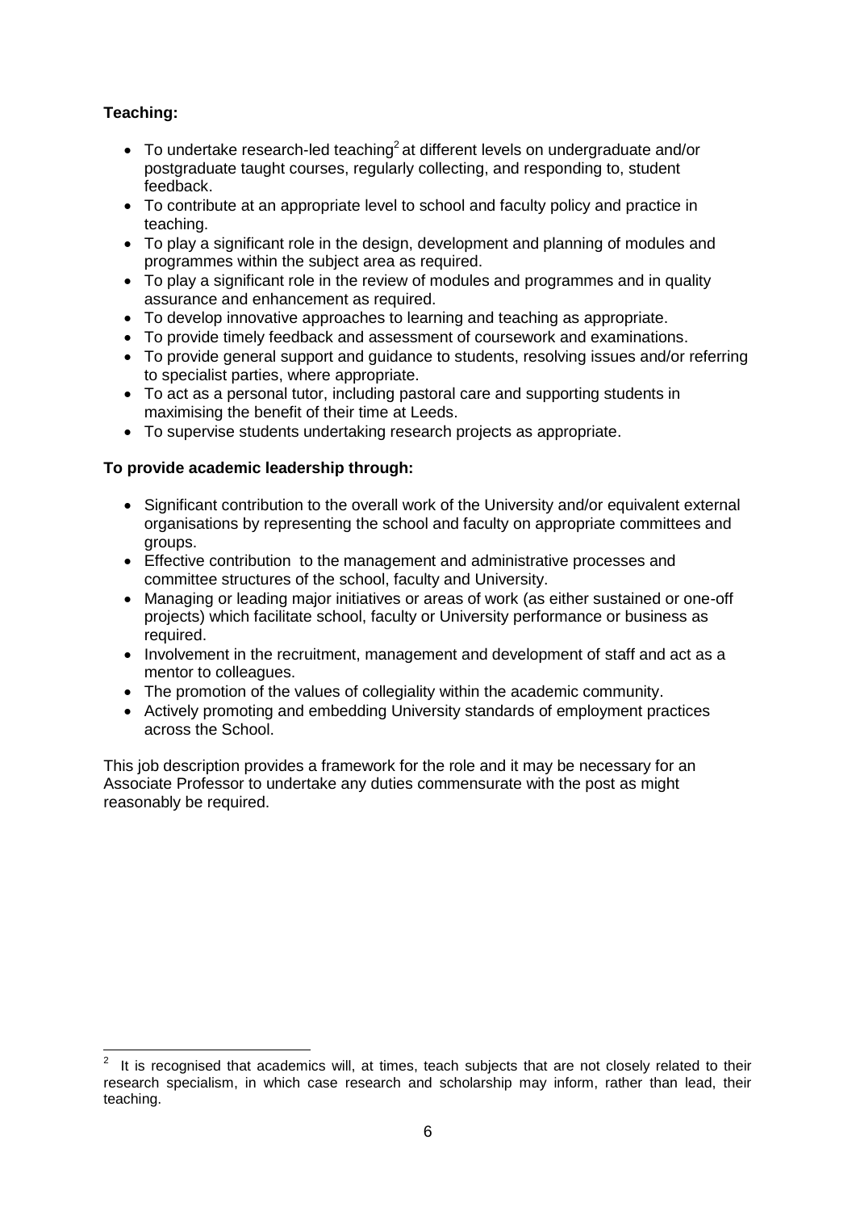**Teaching:**

- To undertake research-led teaching[2] at different levels on undergraduate and/or postgraduate taught courses, regularly collecting, and responding to, student feedback.
- To contribute at an appropriate level to school and faculty policy and practice in teaching.
- To play a significant role in the design, development and planning of modules and programmes within the subject area as required.
- To play a significant role in the review of modules and programmes and in quality assurance and enhancement as required.
- To develop innovative approaches to learning and teaching as appropriate.
- To provide timely feedback and assessment of coursework and examinations.
- To provide general support and guidance to students, resolving issues and/or referring to specialist parties, where appropriate.
- To act as a personal tutor, including pastoral care and supporting students in maximising the benefit of their time at Leeds.
- To supervise students undertaking research projects as appropriate.

**To provide academic leadership through:**

- Significant contribution to the overall work of the University and/or equivalent external organisations by representing the school and faculty on appropriate committees and groups.
- Effective contribution to the management and administrative processes and committee structures of the school, faculty and University.
- Managing or leading major initiatives or areas of work (as either sustained or one-off projects) which facilitate school, faculty or University performance or business as required.
- Involvement in the recruitment, management and development of staff and act as a mentor to colleagues.
- The promotion of the values of collegiality within the academic community.
- Actively promoting and embedding University standards of employment practices across the School.

This job description provides a framework for the role and it may be necessary for an Associate Professor to undertake any duties commensurate with the post as might reasonably be required.

---

[2] It is recognised that academics will, at times, teach subjects that are not closely related to their research specialism, in which case research and scholarship may inform, rather than lead, their teaching.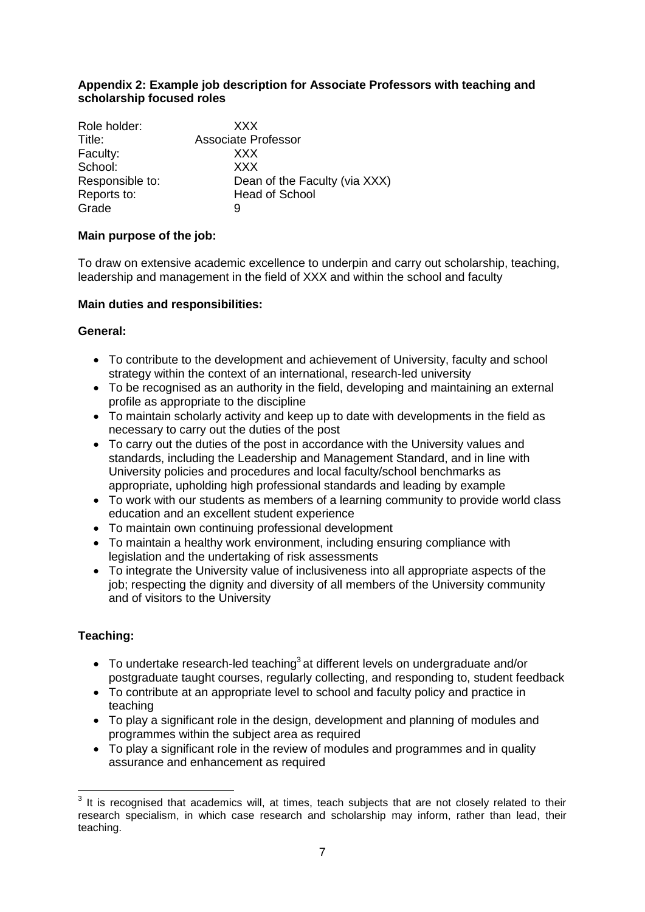**Appendix 2: Example job description for Associate Professors with teaching and scholarship focused roles**

| | |
|---|---|
| Role holder: | XXX |
| Title: | Associate Professor |
| Faculty: | XXX |
| School: | XXX |
| Responsible to: | Dean of the Faculty (via XXX) |
| Reports to: | Head of School |
| Grade | 9 |

**Main purpose of the job:**

To draw on extensive academic excellence to underpin and carry out scholarship, teaching, leadership and management in the field of XXX and within the school and faculty

**Main duties and responsibilities:**

**General:**

- To contribute to the development and achievement of University, faculty and school strategy within the context of an international, research-led university
- To be recognised as an authority in the field, developing and maintaining an external profile as appropriate to the discipline
- To maintain scholarly activity and keep up to date with developments in the field as necessary to carry out the duties of the post
- To carry out the duties of the post in accordance with the University values and standards, including the Leadership and Management Standard, and in line with University policies and procedures and local faculty/school benchmarks as appropriate, upholding high professional standards and leading by example
- To work with our students as members of a learning community to provide world class education and an excellent student experience
- To maintain own continuing professional development
- To maintain a healthy work environment, including ensuring compliance with legislation and the undertaking of risk assessments
- To integrate the University value of inclusiveness into all appropriate aspects of the job; respecting the dignity and diversity of all members of the University community and of visitors to the University

**Teaching:**

- To undertake research-led teaching[3] at different levels on undergraduate and/or postgraduate taught courses, regularly collecting, and responding to, student feedback
- To contribute at an appropriate level to school and faculty policy and practice in teaching
- To play a significant role in the design, development and planning of modules and programmes within the subject area as required
- To play a significant role in the review of modules and programmes and in quality assurance and enhancement as required

[3] It is recognised that academics will, at times, teach subjects that are not closely related to their research specialism, in which case research and scholarship may inform, rather than lead, their teaching.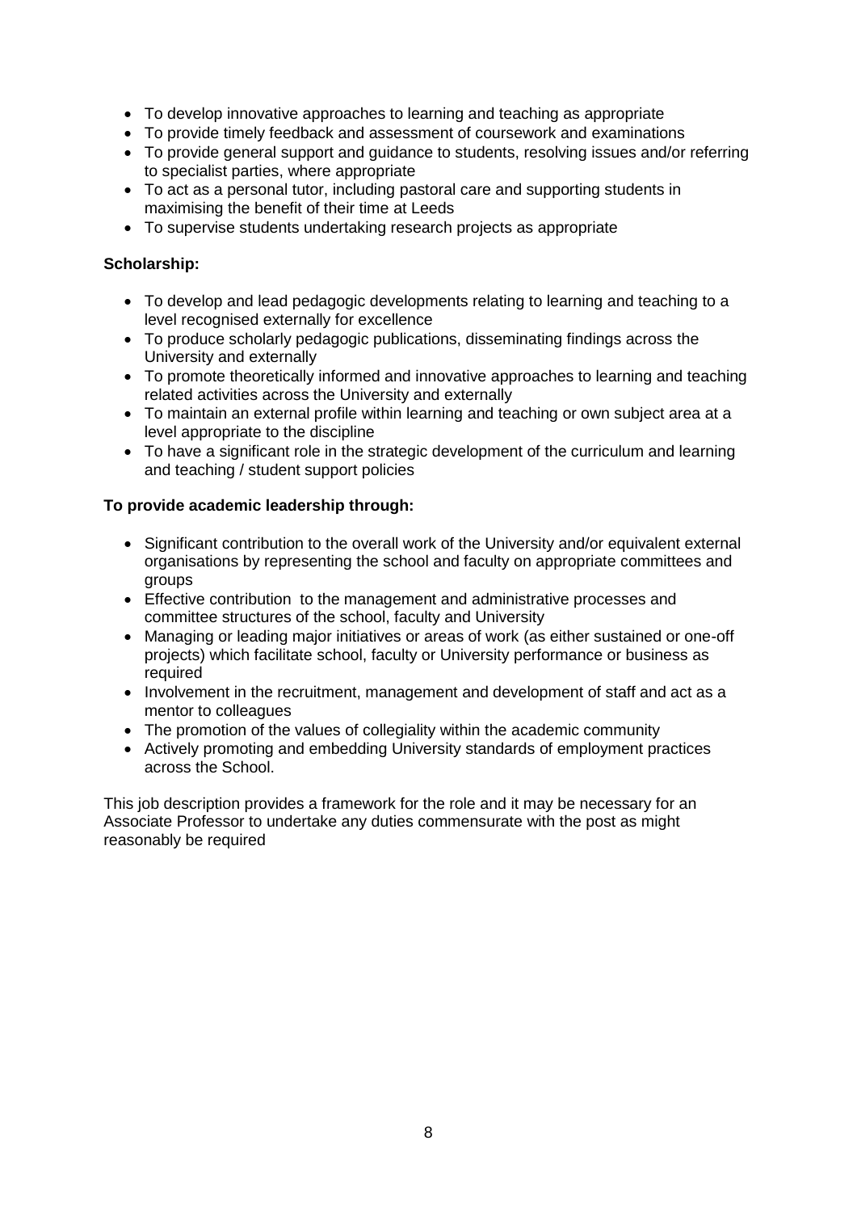- To develop innovative approaches to learning and teaching as appropriate
- To provide timely feedback and assessment of coursework and examinations
- To provide general support and guidance to students, resolving issues and/or referring to specialist parties, where appropriate
- To act as a personal tutor, including pastoral care and supporting students in maximising the benefit of their time at Leeds
- To supervise students undertaking research projects as appropriate

**Scholarship:**

- To develop and lead pedagogic developments relating to learning and teaching to a level recognised externally for excellence
- To produce scholarly pedagogic publications, disseminating findings across the University and externally
- To promote theoretically informed and innovative approaches to learning and teaching related activities across the University and externally
- To maintain an external profile within learning and teaching or own subject area at a level appropriate to the discipline
- To have a significant role in the strategic development of the curriculum and learning and teaching / student support policies

**To provide academic leadership through:**

- Significant contribution to the overall work of the University and/or equivalent external organisations by representing the school and faculty on appropriate committees and groups
- Effective contribution to the management and administrative processes and committee structures of the school, faculty and University
- Managing or leading major initiatives or areas of work (as either sustained or one-off projects) which facilitate school, faculty or University performance or business as required
- Involvement in the recruitment, management and development of staff and act as a mentor to colleagues
- The promotion of the values of collegiality within the academic community
- Actively promoting and embedding University standards of employment practices across the School.

This job description provides a framework for the role and it may be necessary for an Associate Professor to undertake any duties commensurate with the post as might reasonably be required